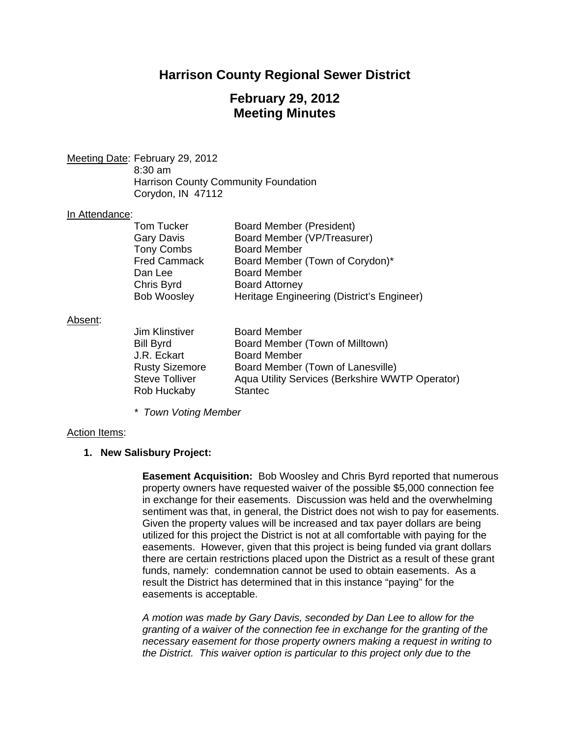# Harrison County Regional Sewer District

## February 29, 2012
## Meeting Minutes

Meeting Date: February 29, 2012
8:30 am
Harrison County Community Foundation
Corydon, IN 47112

In Attendance:

| | |
|---|---|
| Tom Tucker | Board Member (President) |
| Gary Davis | Board Member (VP/Treasurer) |
| Tony Combs | Board Member |
| Fred Cammack | Board Member (Town of Corydon)* |
| Dan Lee | Board Member |
| Chris Byrd | Board Attorney |
| Bob Woosley | Heritage Engineering (District's Engineer) |

Absent:

| | |
|---|---|
| Jim Klinstiver | Board Member |
| Bill Byrd | Board Member (Town of Milltown) |
| J.R. Eckart | Board Member |
| Rusty Sizemore | Board Member (Town of Lanesville) |
| Steve Tolliver | Aqua Utility Services (Berkshire WWTP Operator) |
| Rob Huckaby | Stantec |

*\* Town Voting Member*

Action Items:

1. **New Salisbury Project:**

   **Easement Acquisition:** Bob Woosley and Chris Byrd reported that numerous property owners have requested waiver of the possible $5,000 connection fee in exchange for their easements. Discussion was held and the overwhelming sentiment was that, in general, the District does not wish to pay for easements. Given the property values will be increased and tax payer dollars are being utilized for this project the District is not at all comfortable with paying for the easements. However, given that this project is being funded via grant dollars there are certain restrictions placed upon the District as a result of these grant funds, namely: condemnation cannot be used to obtain easements. As a result the District has determined that in this instance "paying" for the easements is acceptable.

   *A motion was made by Gary Davis, seconded by Dan Lee to allow for the granting of a waiver of the connection fee in exchange for the granting of the necessary easement for those property owners making a request in writing to the District. This waiver option is particular to this project only due to the*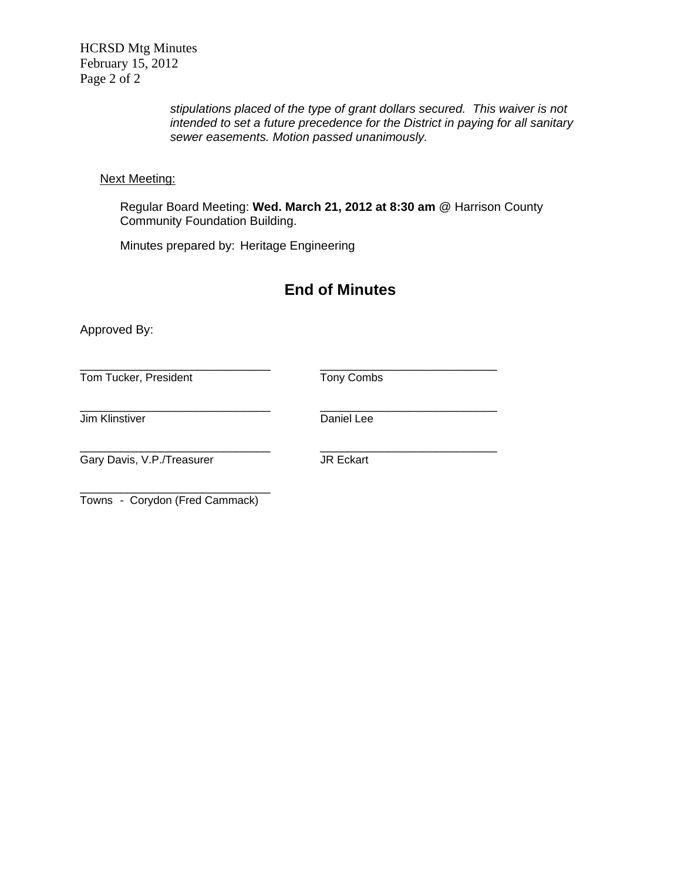*stipulations placed of the type of grant dollars secured. This waiver is not intended to set a future precedence for the District in paying for all sanitary sewer easements. Motion passed unanimously.*

Next Meeting:

Regular Board Meeting: **Wed. March 21, 2012 at 8:30 am** @ Harrison County Community Foundation Building.

Minutes prepared by: Heritage Engineering

## End of Minutes

Approved By:

| | |
|---|---|
| ______________________________ | ______________________________ |
| Tom Tucker, President | Tony Combs |
| ______________________________ | ______________________________ |
| Jim Klinstiver | Daniel Lee |
| ______________________________ | ______________________________ |
| Gary Davis, V.P./Treasurer | JR Eckart |
| ______________________________ | |
| Towns - Corydon (Fred Cammack) | |